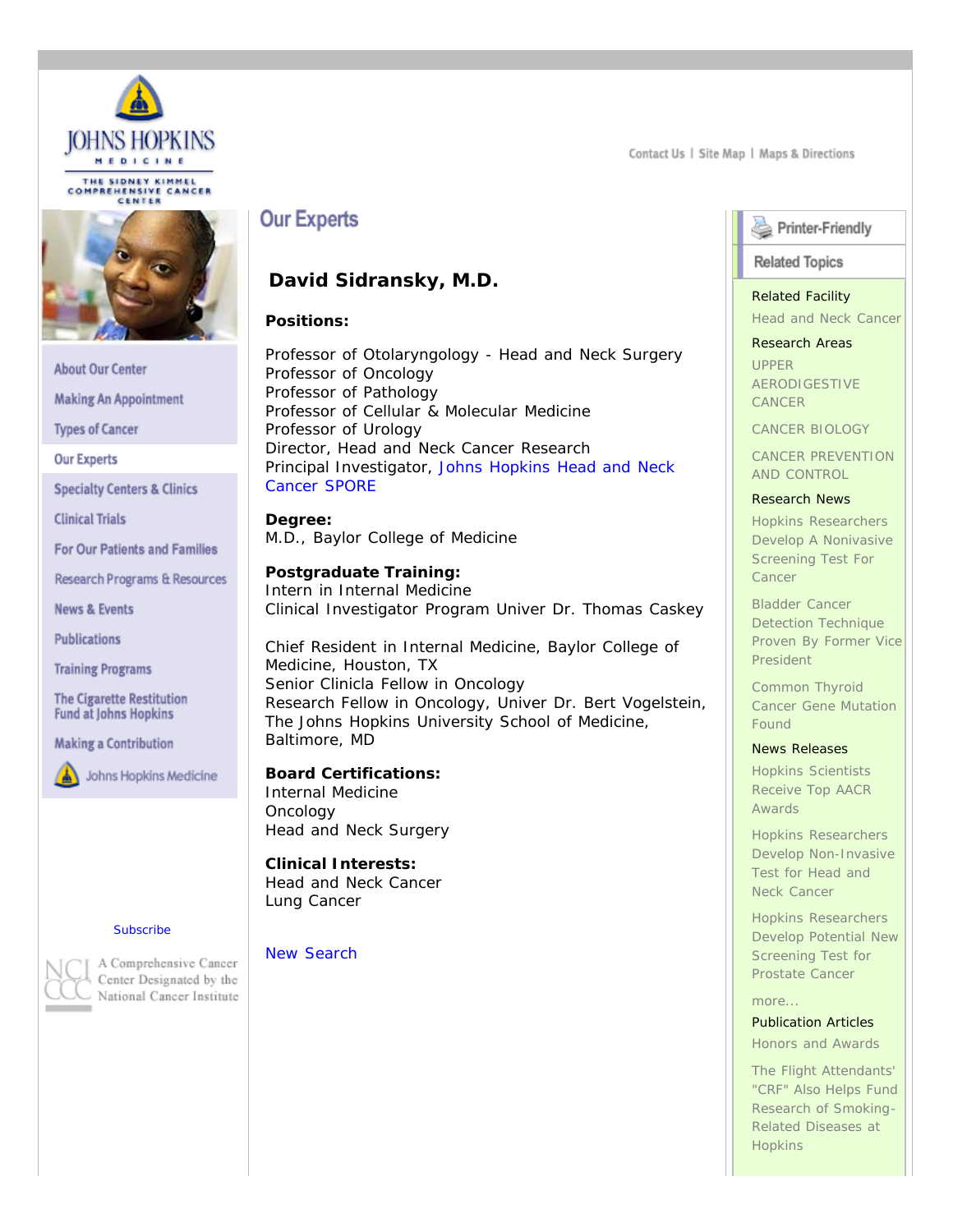JOHNS HOPKINS MEDICINE

THE SIDNEY KIMMEL COMPREHENSIVE CANCER CENTER

Contact Us | Site Map | Maps & Directions

- About Our Center
- Making An Appointment
- Types of Cancer
- Our Experts
- Specialty Centers & Clinics
- Clinical Trials
- For Our Patients and Families
- Research Programs & Resources
- News & Events
- Publications
- Training Programs
- The Cigarette Restitution Fund at Johns Hopkins
- Making a Contribution
- Johns Hopkins Medicine

Subscribe

NCI CCC A Comprehensive Cancer Center Designated by the National Cancer Institute

# Our Experts

## David Sidransky, M.D.

**Positions:**

Professor of Otolaryngology - Head and Neck Surgery
Professor of Oncology
Professor of Pathology
Professor of Cellular & Molecular Medicine
Professor of Urology
Director, Head and Neck Cancer Research
Principal Investigator, Johns Hopkins Head and Neck Cancer SPORE

**Degree:**
M.D., Baylor College of Medicine

**Postgraduate Training:**
Intern in Internal Medicine
Clinical Investigator Program Univer Dr. Thomas Caskey

Chief Resident in Internal Medicine, Baylor College of Medicine, Houston, TX
Senior Clinicla Fellow in Oncology
Research Fellow in Oncology, Univer Dr. Bert Vogelstein, The Johns Hopkins University School of Medicine, Baltimore, MD

**Board Certifications:**
Internal Medicine
Oncology
Head and Neck Surgery

**Clinical Interests:**
Head and Neck Cancer
Lung Cancer

New Search

Printer-Friendly

Related Topics

Related Facility
- Head and Neck Cancer

Research Areas
- UPPER AERODIGESTIVE CANCER
- CANCER BIOLOGY
- CANCER PREVENTION AND CONTROL

Research News
- Hopkins Researchers Develop A Nonivasive Screening Test For Cancer
- Bladder Cancer Detection Technique Proven By Former Vice President
- Common Thyroid Cancer Gene Mutation Found

News Releases
- Hopkins Scientists Receive Top AACR Awards
- Hopkins Researchers Develop Non-Invasive Test for Head and Neck Cancer
- Hopkins Researchers Develop Potential New Screening Test for Prostate Cancer
- more...

Publication Articles
- Honors and Awards
- The Flight Attendants' "CRF" Also Helps Fund Research of Smoking-Related Diseases at Hopkins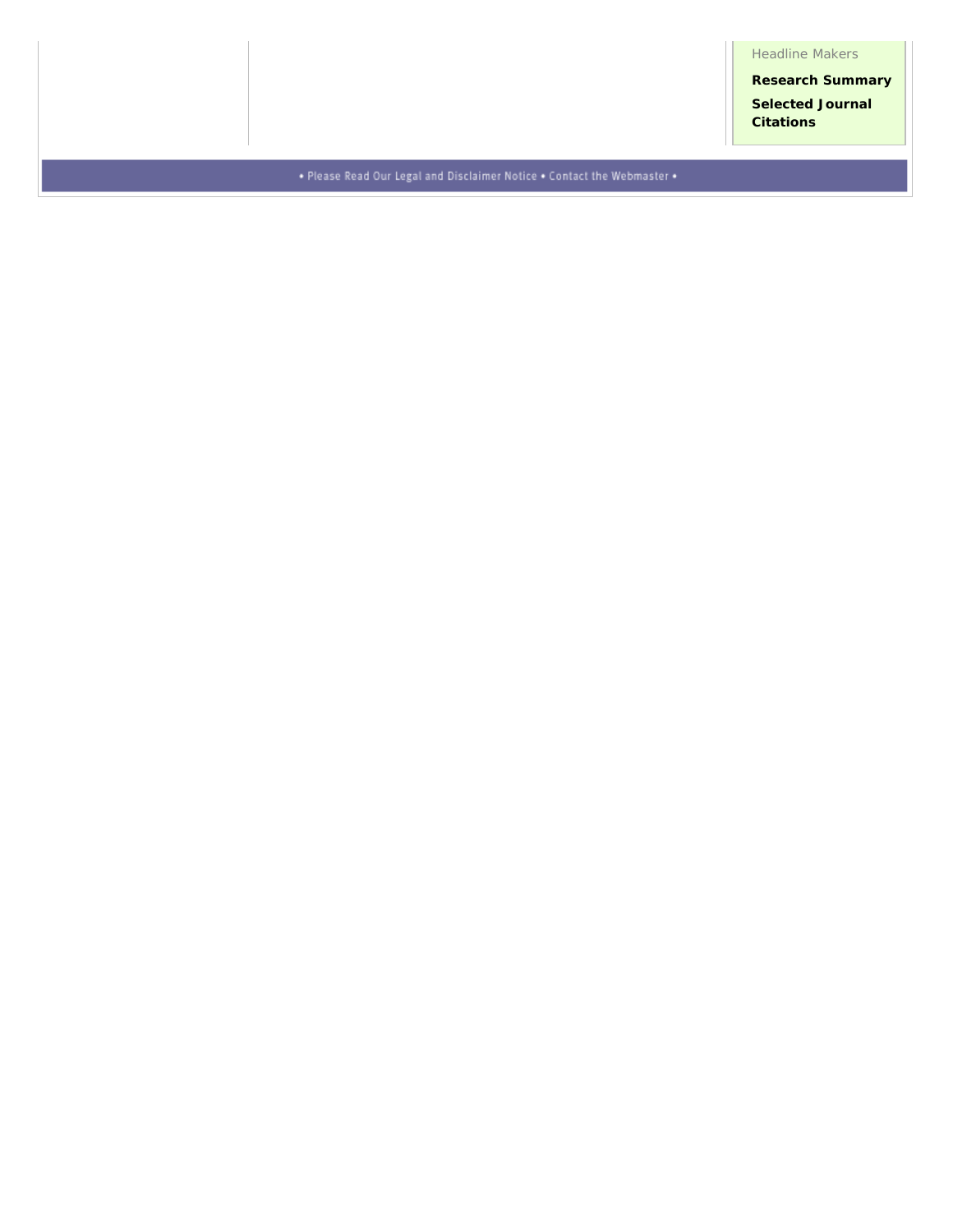Headline Makers

**Research Summary**

**Selected Journal Citations**

• Please Read Our Legal and Disclaimer Notice • Contact the Webmaster •